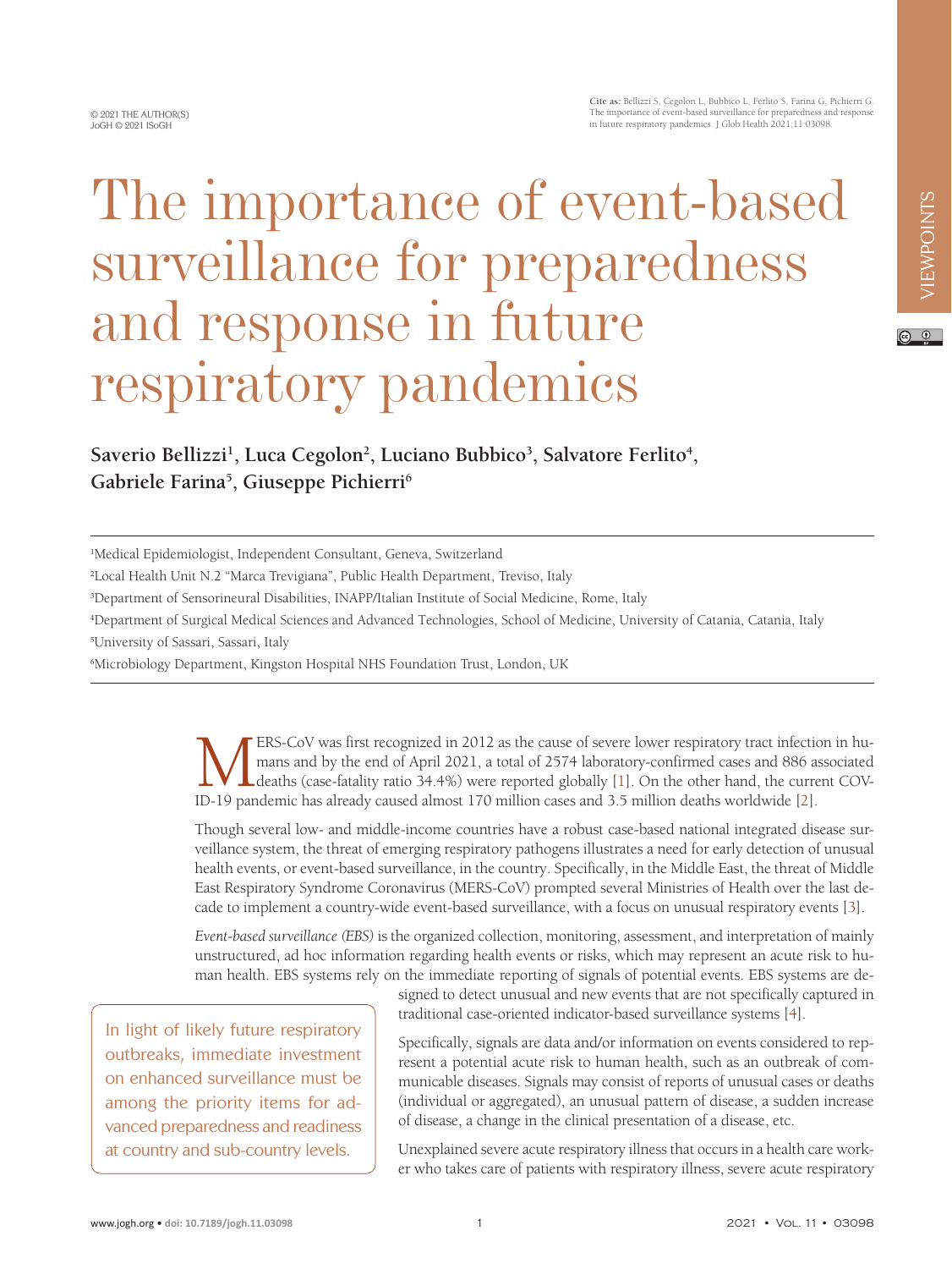# The importance of event-based surveillance for preparedness and response in future respiratory pandemics

**Saverio Bellizzi[1], Luca Cegolon[2], Luciano Bubbico[3], Salvatore Ferlito[4], Gabriele Farina[5], Giuseppe Pichierri[6]**

[1]Medical Epidemiologist, Independent Consultant, Geneva, Switzerland

[2]Local Health Unit N.2 "Marca Trevigiana", Public Health Department, Treviso, Italy

[3]Department of Sensorineural Disabilities, INAPP/Italian Institute of Social Medicine, Rome, Italy

[4]Department of Surgical Medical Sciences and Advanced Technologies, School of Medicine, University of Catania, Catania, Italy

[5]University of Sassari, Sassari, Italy

[6]Microbiology Department, Kingston Hospital NHS Foundation Trust, London, UK

MERS-CoV was first recognized in 2012 as the cause of severe lower respiratory tract infection in humans and by the end of April 2021, a total of 2574 laboratory-confirmed cases and 886 associated deaths (case-fatality ratio 34.4%) were reported globally [1]. On the other hand, the current COVID-19 pandemic has already caused almost 170 million cases and 3.5 million deaths worldwide [2].

Though several low- and middle-income countries have a robust case-based national integrated disease surveillance system, the threat of emerging respiratory pathogens illustrates a need for early detection of unusual health events, or event-based surveillance, in the country. Specifically, in the Middle East, the threat of Middle East Respiratory Syndrome Coronavirus (MERS-CoV) prompted several Ministries of Health over the last decade to implement a country-wide event-based surveillance, with a focus on unusual respiratory events [3].

*Event-based surveillance (EBS)* is the organized collection, monitoring, assessment, and interpretation of mainly unstructured, ad hoc information regarding health events or risks, which may represent an acute risk to human health. EBS systems rely on the immediate reporting of signals of potential events. EBS systems are designed to detect unusual and new events that are not specifically captured in traditional case-oriented indicator-based surveillance systems [4].

> In light of likely future respiratory outbreaks, immediate investment on enhanced surveillance must be among the priority items for advanced preparedness and readiness at country and sub-country levels.

Specifically, signals are data and/or information on events considered to represent a potential acute risk to human health, such as an outbreak of communicable diseases. Signals may consist of reports of unusual cases or deaths (individual or aggregated), an unusual pattern of disease, a sudden increase of disease, a change in the clinical presentation of a disease, etc.

Unexplained severe acute respiratory illness that occurs in a health care worker who takes care of patients with respiratory illness, severe acute respiratory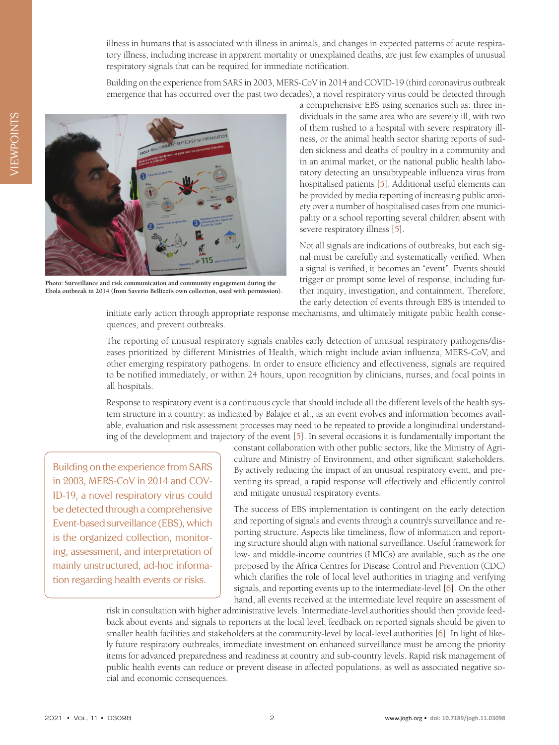illness in humans that is associated with illness in animals, and changes in expected patterns of acute respiratory illness, including increase in apparent mortality or unexplained deaths, are just few examples of unusual respiratory signals that can be required for immediate notification.

Building on the experience from SARS in 2003, MERS-CoV in 2014 and COVID-19 (third coronavirus outbreak emergence that has occurred over the past two decades), a novel respiratory virus could be detected through a comprehensive EBS using scenarios such as: three individuals in the same area who are severely ill, with two of them rushed to a hospital with severe respiratory illness, or the animal health sector sharing reports of sudden sickness and deaths of poultry in a community and in an animal market, or the national public health laboratory detecting an unsubtypeable influenza virus from hospitalised patients [5]. Additional useful elements can be provided by media reporting of increasing public anxiety over a number of hospitalised cases from one municipality or a school reporting several children absent with severe respiratory illness [5].

**Photo: Surveillance and risk communication and community engagement during the Ebola outbreak in 2014 (from Saverio Bellizzi's own collection, used with permission).**

Not all signals are indications of outbreaks, but each signal must be carefully and systematically verified. When a signal is verified, it becomes an "event". Events should trigger or prompt some level of response, including further inquiry, investigation, and containment. Therefore, the early detection of events through EBS is intended to initiate early action through appropriate response mechanisms, and ultimately mitigate public health consequences, and prevent outbreaks.

The reporting of unusual respiratory signals enables early detection of unusual respiratory pathogens/diseases prioritized by different Ministries of Health, which might include avian influenza, MERS-CoV, and other emerging respiratory pathogens. In order to ensure efficiency and effectiveness, signals are required to be notified immediately, or within 24 hours, upon recognition by clinicians, nurses, and focal points in all hospitals.

Response to respiratory event is a continuous cycle that should include all the different levels of the health system structure in a country: as indicated by Balajee et al., as an event evolves and information becomes available, evaluation and risk assessment processes may need to be repeated to provide a longitudinal understanding of the development and trajectory of the event [5]. In several occasions it is fundamentally important the constant collaboration with other public sectors, like the Ministry of Agriculture and Ministry of Environment, and other significant stakeholders. By actively reducing the impact of an unusual respiratory event, and preventing its spread, a rapid response will effectively and efficiently control and mitigate unusual respiratory events.

> Building on the experience from SARS in 2003, MERS-CoV in 2014 and COVID-19, a novel respiratory virus could be detected through a comprehensive Event-based surveillance (EBS), which is the organized collection, monitoring, assessment, and interpretation of mainly unstructured, ad-hoc information regarding health events or risks.

The success of EBS implementation is contingent on the early detection and reporting of signals and events through a country's surveillance and reporting structure. Aspects like timeliness, flow of information and reporting structure should align with national surveillance. Useful framework for low- and middle-income countries (LMICs) are available, such as the one proposed by the Africa Centres for Disease Control and Prevention (CDC) which clarifies the role of local level authorities in triaging and verifying signals, and reporting events up to the intermediate-level [6]. On the other hand, all events received at the intermediate level require an assessment of risk in consultation with higher administrative levels. Intermediate-level authorities should then provide feedback about events and signals to reporters at the local level; feedback on reported signals should be given to smaller health facilities and stakeholders at the community-level by local-level authorities [6]. In light of likely future respiratory outbreaks, immediate investment on enhanced surveillance must be among the priority items for advanced preparedness and readiness at country and sub-country levels. Rapid risk management of public health events can reduce or prevent disease in affected populations, as well as associated negative social and economic consequences.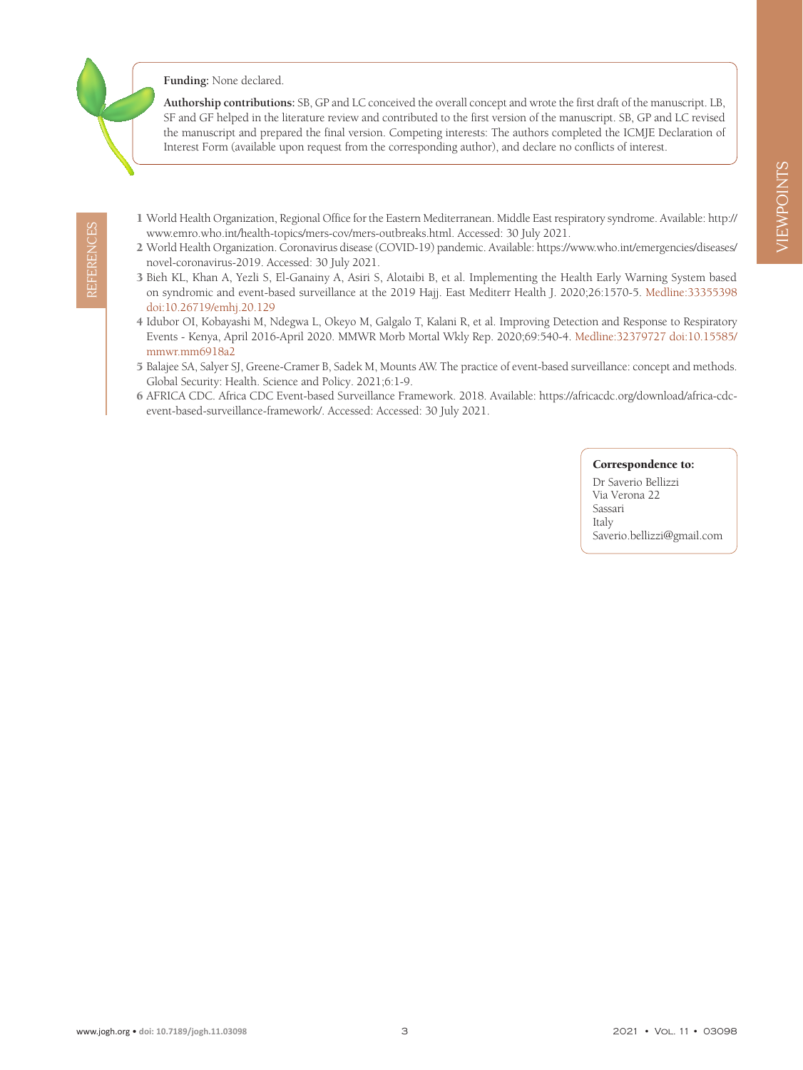**Funding:** None declared.

**Authorship contributions:** SB, GP and LC conceived the overall concept and wrote the first draft of the manuscript. LB, SF and GF helped in the literature review and contributed to the first version of the manuscript. SB, GP and LC revised the manuscript and prepared the final version. Competing interests: The authors completed the ICMJE Declaration of Interest Form (available upon request from the corresponding author), and declare no conflicts of interest.

## REFERENCES

1 World Health Organization, Regional Office for the Eastern Mediterranean. Middle East respiratory syndrome. Available: http://www.emro.who.int/health-topics/mers-cov/mers-outbreaks.html. Accessed: 30 July 2021.

2 World Health Organization. Coronavirus disease (COVID-19) pandemic. Available: https://www.who.int/emergencies/diseases/novel-coronavirus-2019. Accessed: 30 July 2021.

3 Bieh KL, Khan A, Yezli S, El-Ganainy A, Asiri S, Alotaibi B, et al. Implementing the Health Early Warning System based on syndromic and event-based surveillance at the 2019 Hajj. East Mediterr Health J. 2020;26:1570-5. Medline:33355398 doi:10.26719/emhj.20.129

4 Idubor OI, Kobayashi M, Ndegwa L, Okeyo M, Galgalo T, Kalani R, et al. Improving Detection and Response to Respiratory Events - Kenya, April 2016-April 2020. MMWR Morb Mortal Wkly Rep. 2020;69:540-4. Medline:32379727 doi:10.15585/mmwr.mm6918a2

5 Balajee SA, Salyer SJ, Greene-Cramer B, Sadek M, Mounts AW. The practice of event-based surveillance: concept and methods. Global Security: Health. Science and Policy. 2021;6:1-9.

6 AFRICA CDC. Africa CDC Event-based Surveillance Framework. 2018. Available: https://africacdc.org/download/africa-cdc-event-based-surveillance-framework/. Accessed: Accessed: 30 July 2021.

**Correspondence to:**

Dr Saverio Bellizzi
Via Verona 22
Sassari
Italy
Saverio.bellizzi@gmail.com